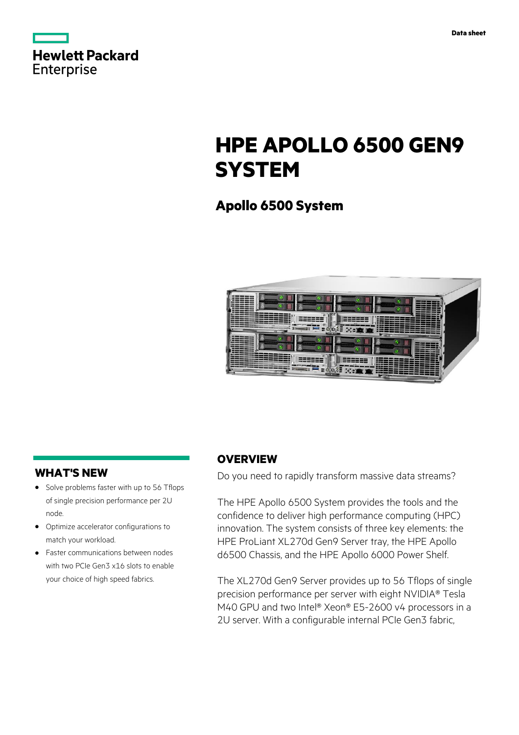Data sheet

# HPE APOLLO 6500 GEN9 SYSTEM

## Apollo 6500 System

## WHAT'S NEW

- Solve problems faster with up to 56 Tflops of single precision performance per 2U node.
- Optimize accelerator configurations to match your workload.
- Faster communications between nodes with two PCIe Gen3 x16 slots to enable your choice of high speed fabrics.

## OVERVIEW

Do you need to rapidly transform massive data streams?

The HPE Apollo 6500 System provides the tools and the confidence to deliver high performance computing (HPC) innovation. The system consists of three key elements: the HPE ProLiant XL270d Gen9 Server tray, the HPE Apollo d6500 Chassis, and the HPE Apollo 6000 Power Shelf.

The XL270d Gen9 Server provides up to 56 Tflops of single precision performance per server with eight NVIDIA® Tesla M40 GPU and two Intel® Xeon® E5-2600 v4 processors in a 2U server. With a configurable internal PCIe Gen3 fabric,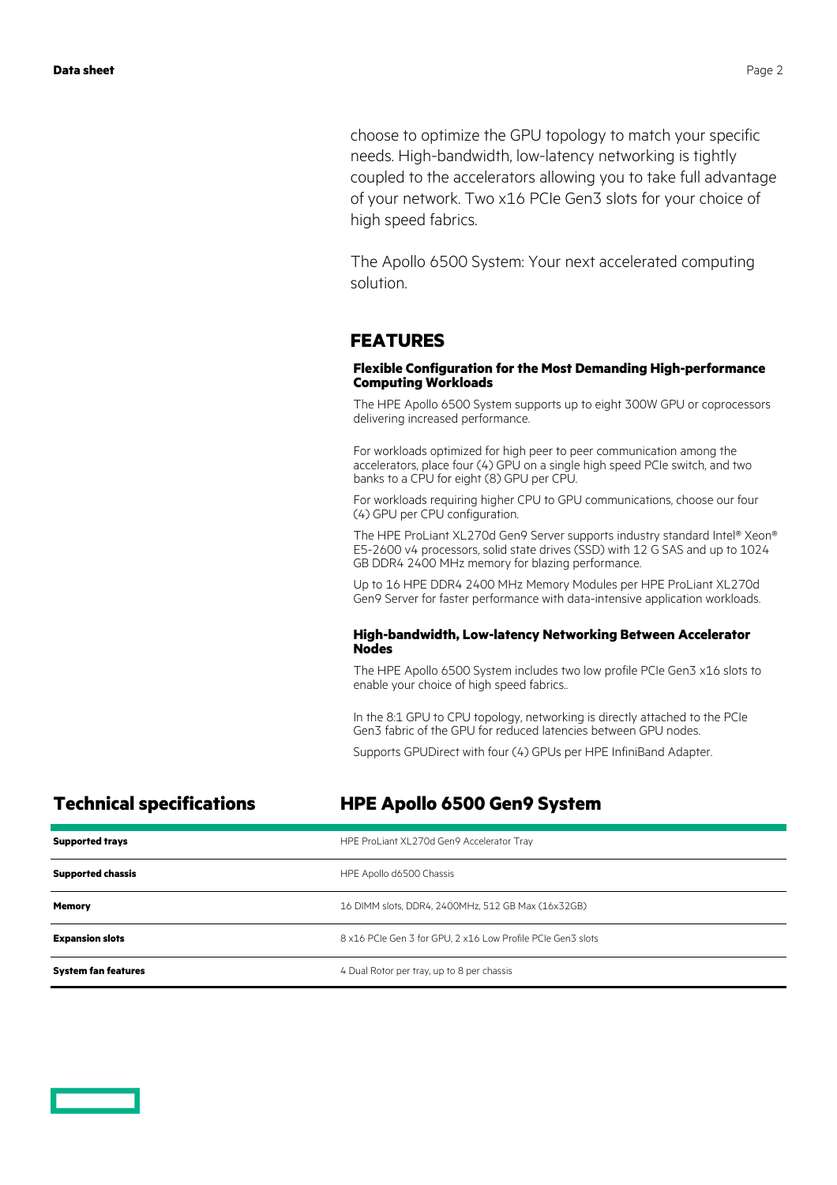choose to optimize the GPU topology to match your specific needs. High-bandwidth, low-latency networking is tightly coupled to the accelerators allowing you to take full advantage of your network. Two x16 PCIe Gen3 slots for your choice of high speed fabrics.

The Apollo 6500 System: Your next accelerated computing solution.

## FEATURES

### Flexible Configuration for the Most Demanding High-performance Computing Workloads

The HPE Apollo 6500 System supports up to eight 300W GPU or coprocessors delivering increased performance.

For workloads optimized for high peer to peer communication among the accelerators, place four (4) GPU on a single high speed PCIe switch, and two banks to a CPU for eight (8) GPU per CPU.

For workloads requiring higher CPU to GPU communications, choose our four (4) GPU per CPU configuration.

The HPE ProLiant XL270d Gen9 Server supports industry standard Intel® Xeon® E5-2600 v4 processors, solid state drives (SSD) with 12 G SAS and up to 1024 GB DDR4 2400 MHz memory for blazing performance.

Up to 16 HPE DDR4 2400 MHz Memory Modules per HPE ProLiant XL270d Gen9 Server for faster performance with data-intensive application workloads.

### High-bandwidth, Low-latency Networking Between Accelerator Nodes

The HPE Apollo 6500 System includes two low profile PCIe Gen3 x16 slots to enable your choice of high speed fabrics..

In the 8:1 GPU to CPU topology, networking is directly attached to the PCIe Gen3 fabric of the GPU for reduced latencies between GPU nodes.

Supports GPUDirect with four (4) GPUs per HPE InfiniBand Adapter.

## Technical specifications

## HPE Apollo 6500 Gen9 System

| | |
|---|---|
| **Supported trays** | HPE ProLiant XL270d Gen9 Accelerator Tray |
| **Supported chassis** | HPE Apollo d6500 Chassis |
| **Memory** | 16 DIMM slots, DDR4, 2400MHz, 512 GB Max (16x32GB) |
| **Expansion slots** | 8 x16 PCIe Gen 3 for GPU, 2 x16 Low Profile PCIe Gen3 slots |
| **System fan features** | 4 Dual Rotor per tray, up to 8 per chassis |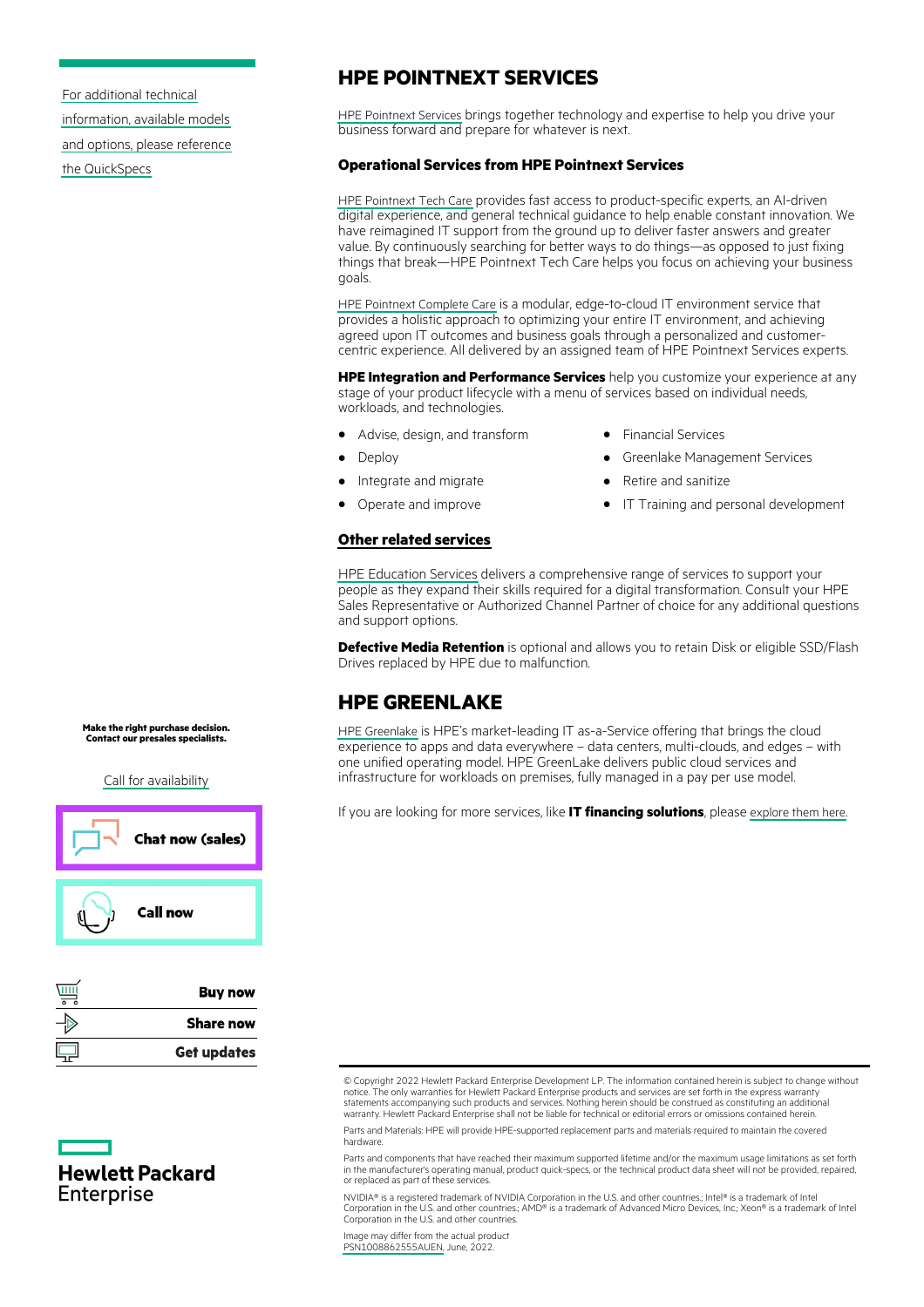For additional technical information, available models and options, please reference the QuickSpecs

# HPE POINTNEXT SERVICES

HPE Pointnext Services brings together technology and expertise to help you drive your business forward and prepare for whatever is next.

### Operational Services from HPE Pointnext Services

HPE Pointnext Tech Care provides fast access to product-specific experts, an AI-driven digital experience, and general technical guidance to help enable constant innovation. We have reimagined IT support from the ground up to deliver faster answers and greater value. By continuously searching for better ways to do things—as opposed to just fixing things that break—HPE Pointnext Tech Care helps you focus on achieving your business goals.

HPE Pointnext Complete Care is a modular, edge-to-cloud IT environment service that provides a holistic approach to optimizing your entire IT environment, and achieving agreed upon IT outcomes and business goals through a personalized and customer-centric experience. All delivered by an assigned team of HPE Pointnext Services experts.

**HPE Integration and Performance Services** help you customize your experience at any stage of your product lifecycle with a menu of services based on individual needs, workloads, and technologies.

- Advise, design, and transform
- Deploy
- Integrate and migrate
- Operate and improve
- Financial Services
- Greenlake Management Services
- Retire and sanitize
- IT Training and personal development

### Other related services

HPE Education Services delivers a comprehensive range of services to support your people as they expand their skills required for a digital transformation. Consult your HPE Sales Representative or Authorized Channel Partner of choice for any additional questions and support options.

**Defective Media Retention** is optional and allows you to retain Disk or eligible SSD/Flash Drives replaced by HPE due to malfunction.

# HPE GREENLAKE

HPE Greenlake is HPE's market-leading IT as-a-Service offering that brings the cloud experience to apps and data everywhere – data centers, multi-clouds, and edges – with one unified operating model. HPE GreenLake delivers public cloud services and infrastructure for workloads on premises, fully managed in a pay per use model.

If you are looking for more services, like **IT financing solutions**, please explore them here.

**Make the right purchase decision. Contact our presales specialists.**

Call for availability

Chat now (sales)

Call now

Buy now

Share now

Get updates

Hewlett Packard Enterprise

© Copyright 2022 Hewlett Packard Enterprise Development LP. The information contained herein is subject to change without notice. The only warranties for Hewlett Packard Enterprise products and services are set forth in the express warranty statements accompanying such products and services. Nothing herein should be construed as constituting an additional warranty. Hewlett Packard Enterprise shall not be liable for technical or editorial errors or omissions contained herein.

Parts and Materials: HPE will provide HPE-supported replacement parts and materials required to maintain the covered hardware.

Parts and components that have reached their maximum supported lifetime and/or the maximum usage limitations as set forth in the manufacturer's operating manual, product quick-specs, or the technical product data sheet will not be provided, repaired, or replaced as part of these services.

NVIDIA® is a registered trademark of NVIDIA Corporation in the U.S. and other countries.; Intel® is a trademark of Intel Corporation in the U.S. and other countries.; AMD® is a trademark of Advanced Micro Devices, Inc.; Xeon® is a trademark of Intel Corporation in the U.S. and other countries.

Image may differ from the actual product
PSN1008862555AUEN, June, 2022.